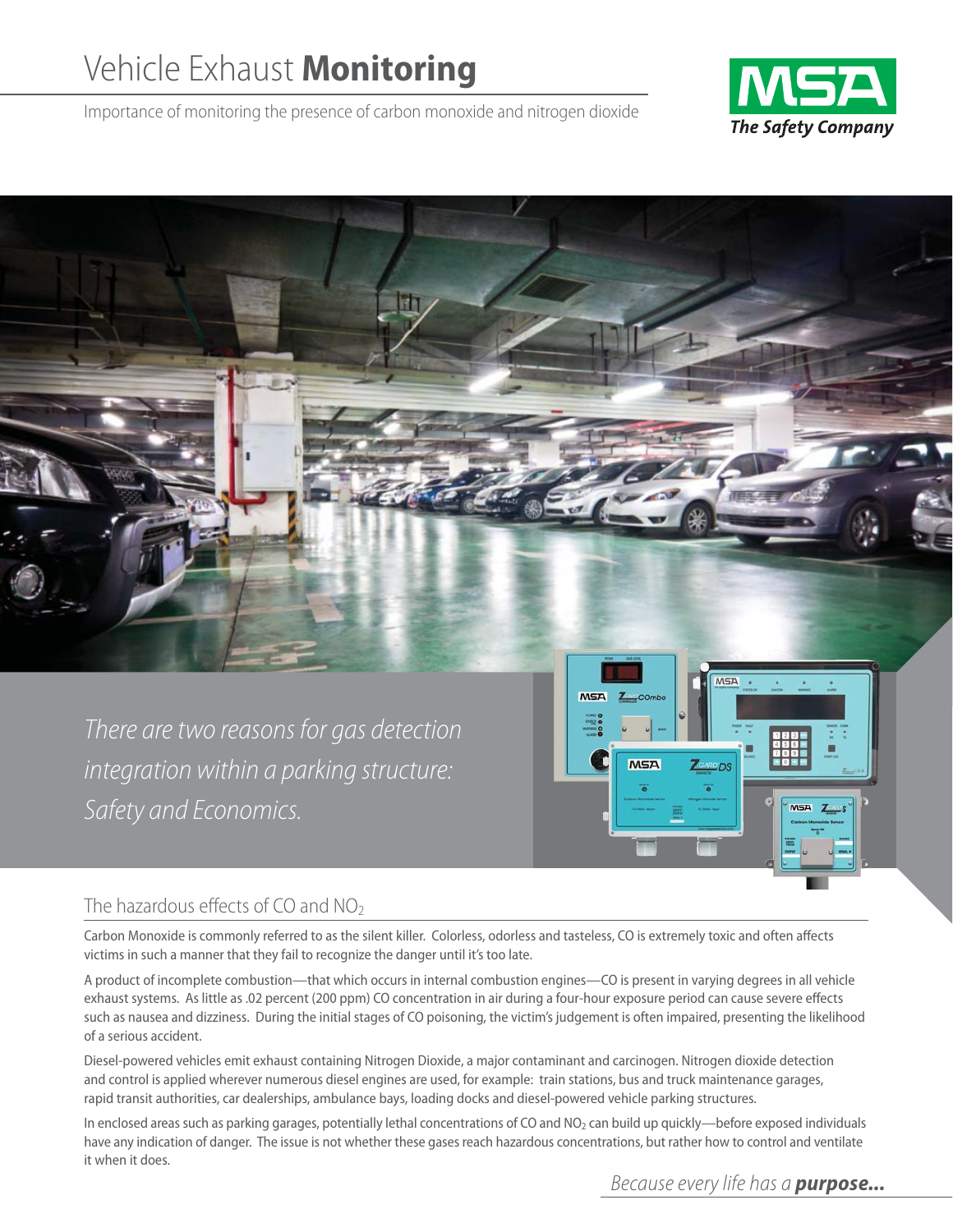# Vehicle Exhaust **Monitoring**

Importance of monitoring the presence of carbon monoxide and nitrogen dioxide

*There are two reasons for gas detection integration within a parking structure: Safety and Economics.*

## The hazardous effects of CO and $NO_2$

Carbon Monoxide is commonly referred to as the silent killer. Colorless, odorless and tasteless, CO is extremely toxic and often affects victims in such a manner that they fail to recognize the danger until it's too late.

A product of incomplete combustion—that which occurs in internal combustion engines—CO is present in varying degrees in all vehicle exhaust systems. As little as .02 percent (200 ppm) CO concentration in air during a four-hour exposure period can cause severe effects such as nausea and dizziness. During the initial stages of CO poisoning, the victim's judgement is often impaired, presenting the likelihood of a serious accident.

Diesel-powered vehicles emit exhaust containing Nitrogen Dioxide, a major contaminant and carcinogen. Nitrogen dioxide detection and control is applied wherever numerous diesel engines are used, for example: train stations, bus and truck maintenance garages, rapid transit authorities, car dealerships, ambulance bays, loading docks and diesel-powered vehicle parking structures.

In enclosed areas such as parking garages, potentially lethal concentrations of CO and $NO_2$ can build up quickly—before exposed individuals have any indication of danger. The issue is not whether these gases reach hazardous concentrations, but rather how to control and ventilate it when it does.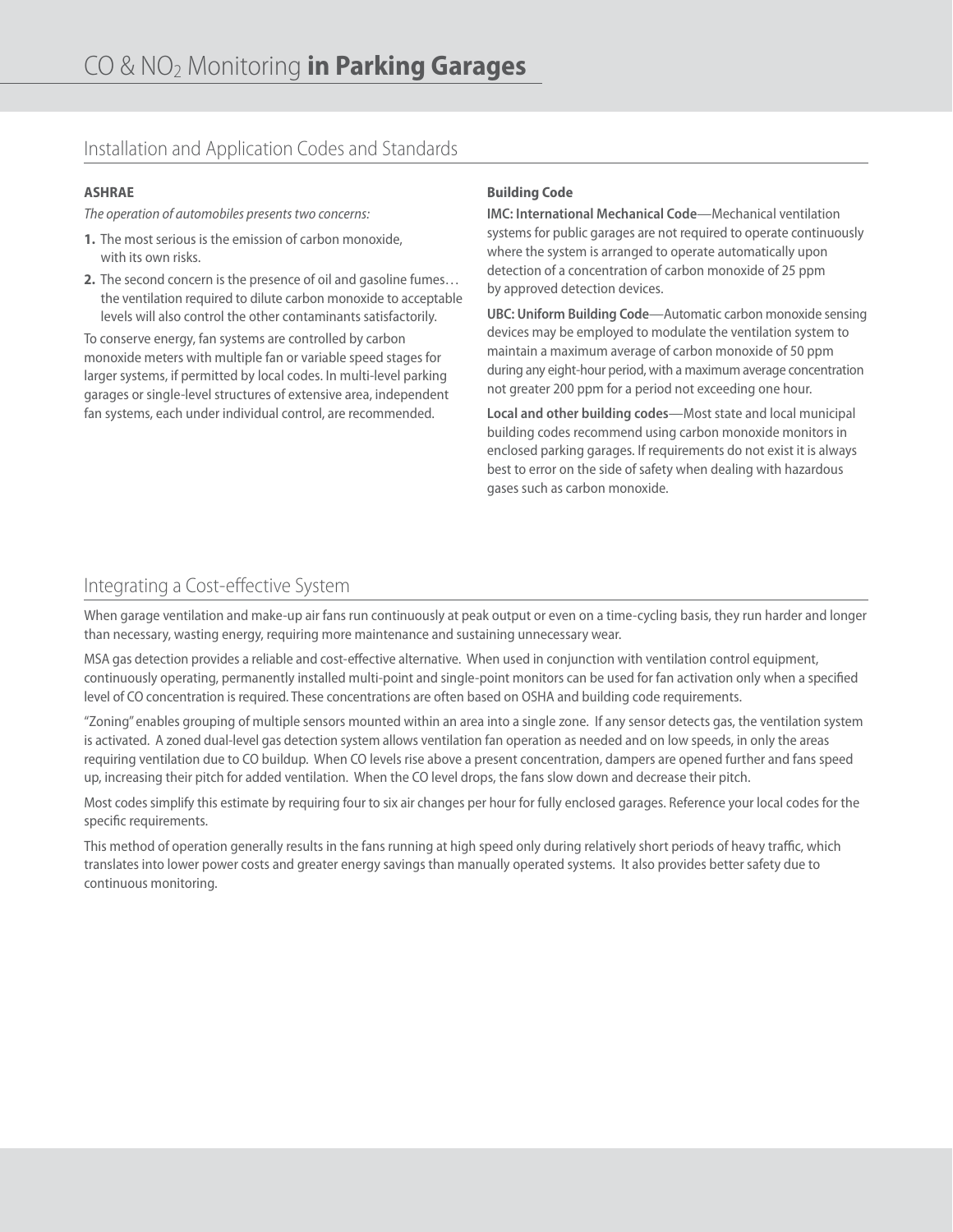# CO & $NO_2$ Monitoring **in Parking Garages**

## Installation and Application Codes and Standards

### ASHRAE

*The operation of automobiles presents two concerns:*

1. The most serious is the emission of carbon monoxide, with its own risks.
2. The second concern is the presence of oil and gasoline fumes… the ventilation required to dilute carbon monoxide to acceptable levels will also control the other contaminants satisfactorily.

To conserve energy, fan systems are controlled by carbon monoxide meters with multiple fan or variable speed stages for larger systems, if permitted by local codes. In multi-level parking garages or single-level structures of extensive area, independent fan systems, each under individual control, are recommended.

### Building Code

**IMC: International Mechanical Code**—Mechanical ventilation systems for public garages are not required to operate continuously where the system is arranged to operate automatically upon detection of a concentration of carbon monoxide of 25 ppm by approved detection devices.

**UBC: Uniform Building Code**—Automatic carbon monoxide sensing devices may be employed to modulate the ventilation system to maintain a maximum average of carbon monoxide of 50 ppm during any eight-hour period, with a maximum average concentration not greater 200 ppm for a period not exceeding one hour.

**Local and other building codes**—Most state and local municipal building codes recommend using carbon monoxide monitors in enclosed parking garages. If requirements do not exist it is always best to error on the side of safety when dealing with hazardous gases such as carbon monoxide.

## Integrating a Cost-effective System

When garage ventilation and make-up air fans run continuously at peak output or even on a time-cycling basis, they run harder and longer than necessary, wasting energy, requiring more maintenance and sustaining unnecessary wear.

MSA gas detection provides a reliable and cost-effective alternative. When used in conjunction with ventilation control equipment, continuously operating, permanently installed multi-point and single-point monitors can be used for fan activation only when a specified level of CO concentration is required. These concentrations are often based on OSHA and building code requirements.

"Zoning" enables grouping of multiple sensors mounted within an area into a single zone. If any sensor detects gas, the ventilation system is activated. A zoned dual-level gas detection system allows ventilation fan operation as needed and on low speeds, in only the areas requiring ventilation due to CO buildup. When CO levels rise above a present concentration, dampers are opened further and fans speed up, increasing their pitch for added ventilation. When the CO level drops, the fans slow down and decrease their pitch.

Most codes simplify this estimate by requiring four to six air changes per hour for fully enclosed garages. Reference your local codes for the specific requirements.

This method of operation generally results in the fans running at high speed only during relatively short periods of heavy traffic, which translates into lower power costs and greater energy savings than manually operated systems. It also provides better safety due to continuous monitoring.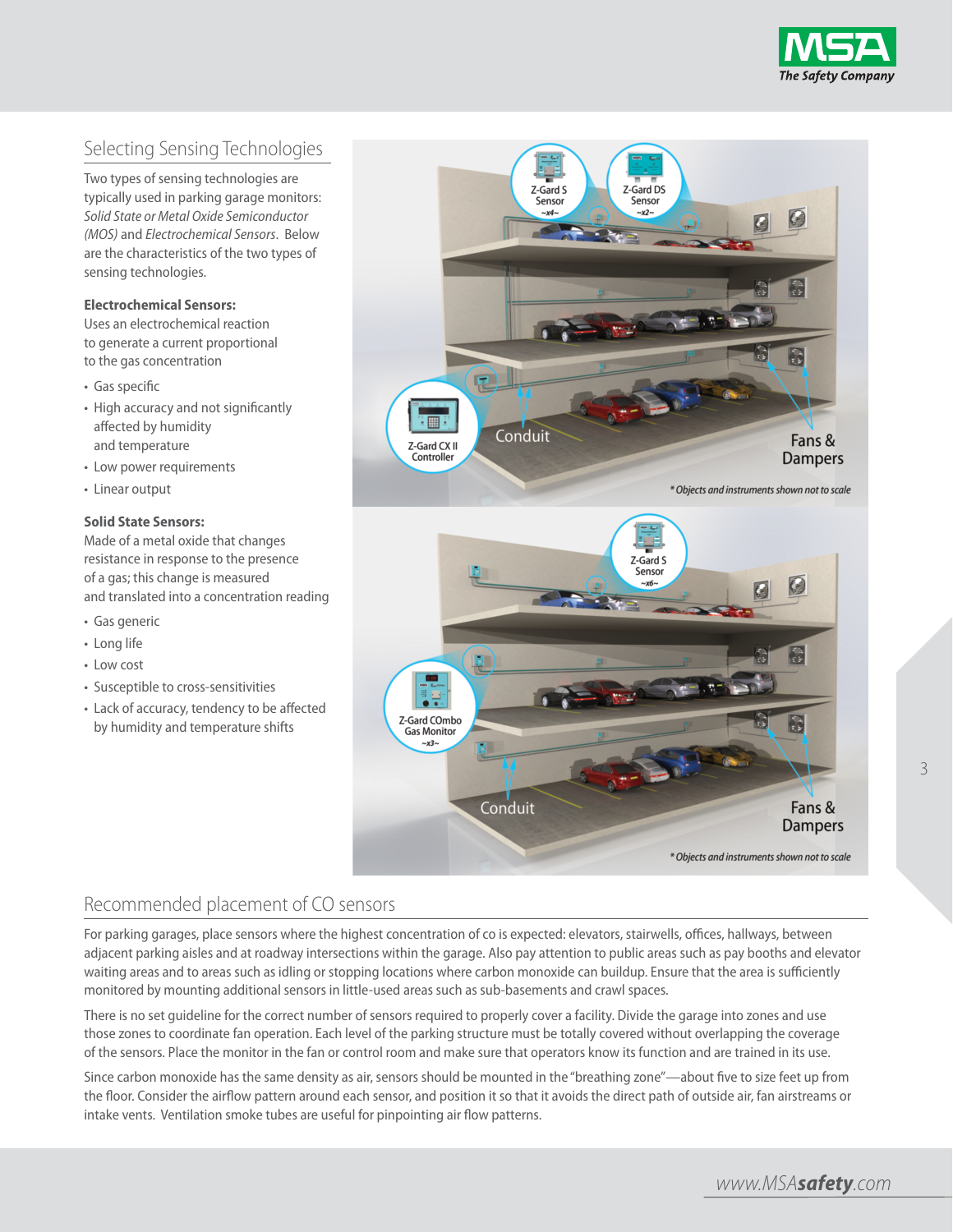## Selecting Sensing Technologies

Two types of sensing technologies are typically used in parking garage monitors: *Solid State or Metal Oxide Semiconductor (MOS)* and *Electrochemical Sensors*. Below are the characteristics of the two types of sensing technologies.

**Electrochemical Sensors:**
Uses an electrochemical reaction to generate a current proportional to the gas concentration

- Gas specific
- High accuracy and not significantly affected by humidity and temperature
- Low power requirements
- Linear output

**Solid State Sensors:**
Made of a metal oxide that changes resistance in response to the presence of a gas; this change is measured and translated into a concentration reading

- Gas generic
- Long life
- Low cost
- Susceptible to cross-sensitivities
- Lack of accuracy, tendency to be affected by humidity and temperature shifts

## Recommended placement of CO sensors

For parking garages, place sensors where the highest concentration of co is expected: elevators, stairwells, offices, hallways, between adjacent parking aisles and at roadway intersections within the garage. Also pay attention to public areas such as pay booths and elevator waiting areas and to areas such as idling or stopping locations where carbon monoxide can buildup. Ensure that the area is sufficiently monitored by mounting additional sensors in little-used areas such as sub-basements and crawl spaces.

There is no set guideline for the correct number of sensors required to properly cover a facility. Divide the garage into zones and use those zones to coordinate fan operation. Each level of the parking structure must be totally covered without overlapping the coverage of the sensors. Place the monitor in the fan or control room and make sure that operators know its function and are trained in its use.

Since carbon monoxide has the same density as air, sensors should be mounted in the "breathing zone"—about five to size feet up from the floor. Consider the airflow pattern around each sensor, and position it so that it avoids the direct path of outside air, fan airstreams or intake vents. Ventilation smoke tubes are useful for pinpointing air flow patterns.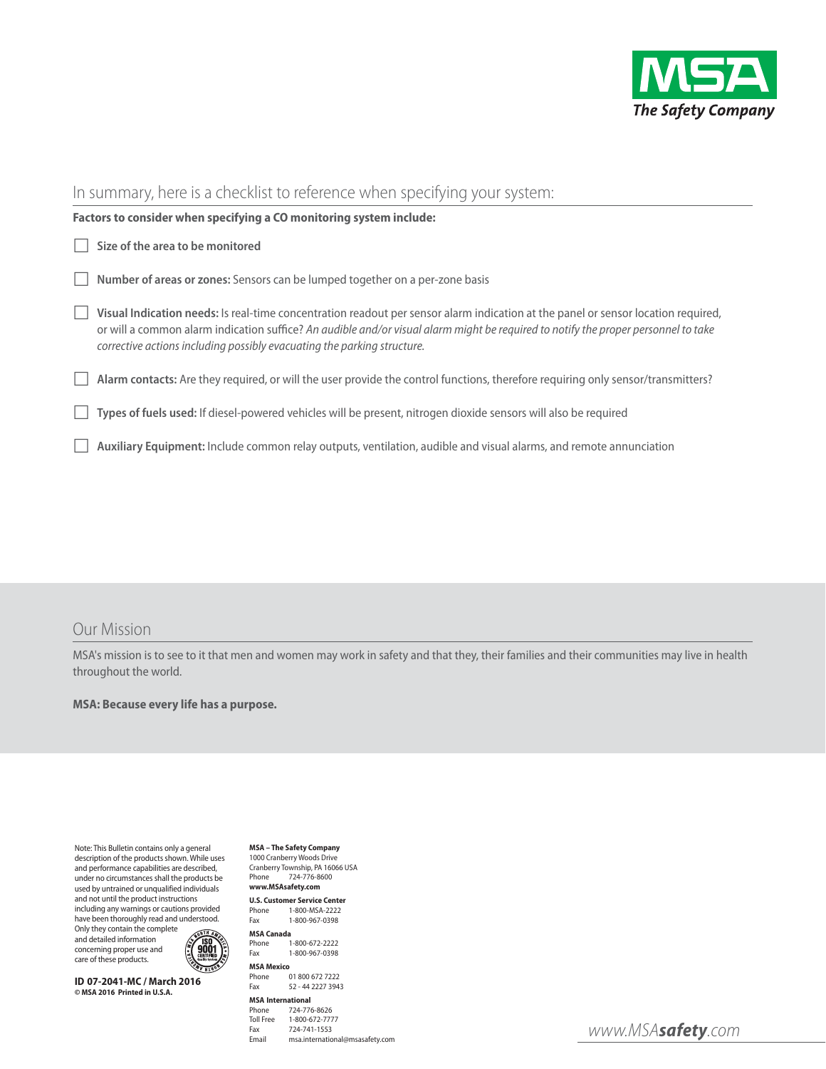MSA
*The Safety Company*

## In summary, here is a checklist to reference when specifying your system:

**Factors to consider when specifying a CO monitoring system include:**

- [ ] **Size of the area to be monitored**
- [ ] **Number of areas or zones:** Sensors can be lumped together on a per-zone basis
- [ ] **Visual Indication needs:** Is real-time concentration readout per sensor alarm indication at the panel or sensor location required, or will a common alarm indication suffice? *An audible and/or visual alarm might be required to notify the proper personnel to take corrective actions including possibly evacuating the parking structure.*
- [ ] **Alarm contacts:** Are they required, or will the user provide the control functions, therefore requiring only sensor/transmitters?
- [ ] **Types of fuels used:** If diesel-powered vehicles will be present, nitrogen dioxide sensors will also be required
- [ ] **Auxiliary Equipment:** Include common relay outputs, ventilation, audible and visual alarms, and remote annunciation

## Our Mission

MSA's mission is to see to it that men and women may work in safety and that they, their families and their communities may live in health throughout the world.

**MSA: Because every life has a purpose.**

Note: This Bulletin contains only a general description of the products shown. While uses and performance capabilities are described, under no circumstances shall the products be used by untrained or unqualified individuals and not until the product instructions including any warnings or cautions provided have been thoroughly read and understood. Only they contain the complete and detailed information concerning proper use and care of these products.

**ID 07-2041-MC / March 2016**
**© MSA 2016 Printed in U.S.A.**

**MSA – The Safety Company**
1000 Cranberry Woods Drive
Cranberry Township, PA 16066 USA
Phone 724-776-8600
**www.MSAsafety.com**

**U.S. Customer Service Center**
Phone 1-800-MSA-2222
Fax 1-800-967-0398

**MSA Canada**
Phone 1-800-672-2222
Fax 1-800-967-0398

**MSA Mexico**
Phone 01 800 672 7222
Fax 52 - 44 2227 3943

**MSA International**
Phone 724-776-8626
Toll Free 1-800-672-7777
Fax 724-741-1553
Email msa.international@msasafety.com

www.MSA***safety***.com